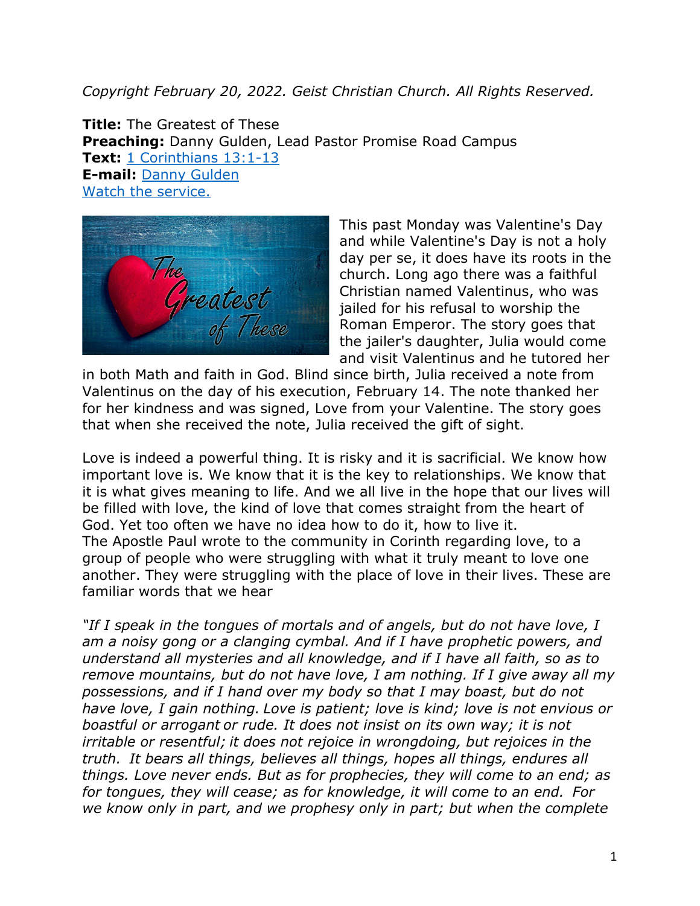*Copyright February 20, 2022. Geist Christian Church. All Rights Reserved.*

**Title:** The Greatest of These
**Preaching:** Danny Gulden, Lead Pastor Promise Road Campus
**Text:** 1 Corinthians 13:1-13
**E-mail:** Danny Gulden
Watch the service.

This past Monday was Valentine's Day and while Valentine's Day is not a holy day per se, it does have its roots in the church. Long ago there was a faithful Christian named Valentinus, who was jailed for his refusal to worship the Roman Emperor. The story goes that the jailer's daughter, Julia would come and visit Valentinus and he tutored her in both Math and faith in God. Blind since birth, Julia received a note from Valentinus on the day of his execution, February 14. The note thanked her for her kindness and was signed, Love from your Valentine. The story goes that when she received the note, Julia received the gift of sight.

Love is indeed a powerful thing. It is risky and it is sacrificial. We know how important love is. We know that it is the key to relationships. We know that it is what gives meaning to life. And we all live in the hope that our lives will be filled with love, the kind of love that comes straight from the heart of God. Yet too often we have no idea how to do it, how to live it.
The Apostle Paul wrote to the community in Corinth regarding love, to a group of people who were struggling with what it truly meant to love one another. They were struggling with the place of love in their lives. These are familiar words that we hear

*"If I speak in the tongues of mortals and of angels, but do not have love, I am a noisy gong or a clanging cymbal. And if I have prophetic powers, and understand all mysteries and all knowledge, and if I have all faith, so as to remove mountains, but do not have love, I am nothing. If I give away all my possessions, and if I hand over my body so that I may boast, but do not have love, I gain nothing. Love is patient; love is kind; love is not envious or boastful or arrogant or rude. It does not insist on its own way; it is not irritable or resentful; it does not rejoice in wrongdoing, but rejoices in the truth. It bears all things, believes all things, hopes all things, endures all things. Love never ends. But as for prophecies, they will come to an end; as for tongues, they will cease; as for knowledge, it will come to an end. For we know only in part, and we prophesy only in part; but when the complete*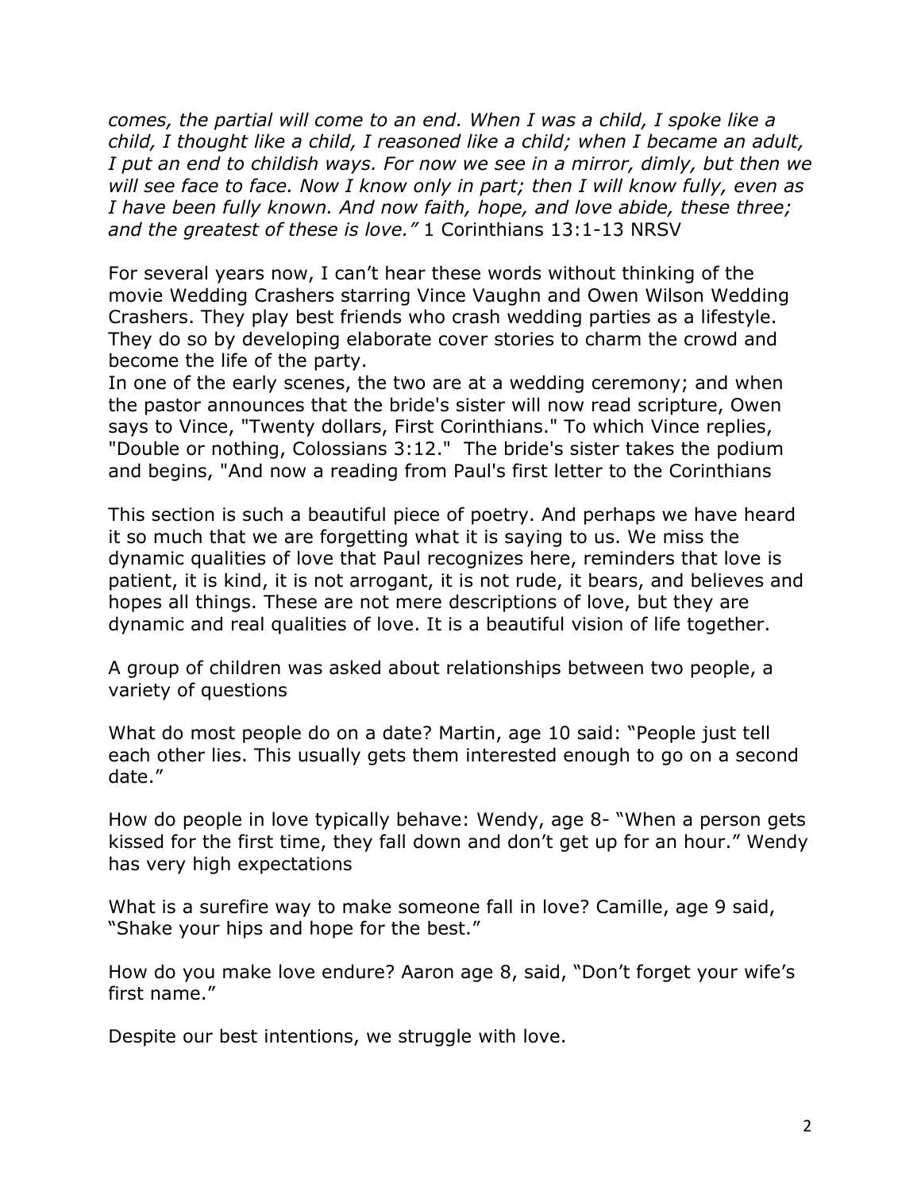*comes, the partial will come to an end. When I was a child, I spoke like a child, I thought like a child, I reasoned like a child; when I became an adult, I put an end to childish ways. For now we see in a mirror, dimly, but then we will see face to face. Now I know only in part; then I will know fully, even as I have been fully known. And now faith, hope, and love abide, these three; and the greatest of these is love."* 1 Corinthians 13:1-13 NRSV

For several years now, I can't hear these words without thinking of the movie Wedding Crashers starring Vince Vaughn and Owen Wilson Wedding Crashers. They play best friends who crash wedding parties as a lifestyle. They do so by developing elaborate cover stories to charm the crowd and become the life of the party.
In one of the early scenes, the two are at a wedding ceremony; and when the pastor announces that the bride's sister will now read scripture, Owen says to Vince, "Twenty dollars, First Corinthians." To which Vince replies, "Double or nothing, Colossians 3:12." The bride's sister takes the podium and begins, "And now a reading from Paul's first letter to the Corinthians

This section is such a beautiful piece of poetry. And perhaps we have heard it so much that we are forgetting what it is saying to us. We miss the dynamic qualities of love that Paul recognizes here, reminders that love is patient, it is kind, it is not arrogant, it is not rude, it bears, and believes and hopes all things. These are not mere descriptions of love, but they are dynamic and real qualities of love. It is a beautiful vision of life together.

A group of children was asked about relationships between two people, a variety of questions

What do most people do on a date? Martin, age 10 said: "People just tell each other lies. This usually gets them interested enough to go on a second date."

How do people in love typically behave: Wendy, age 8- "When a person gets kissed for the first time, they fall down and don't get up for an hour." Wendy has very high expectations

What is a surefire way to make someone fall in love? Camille, age 9 said, "Shake your hips and hope for the best."

How do you make love endure? Aaron age 8, said, "Don't forget your wife's first name."

Despite our best intentions, we struggle with love.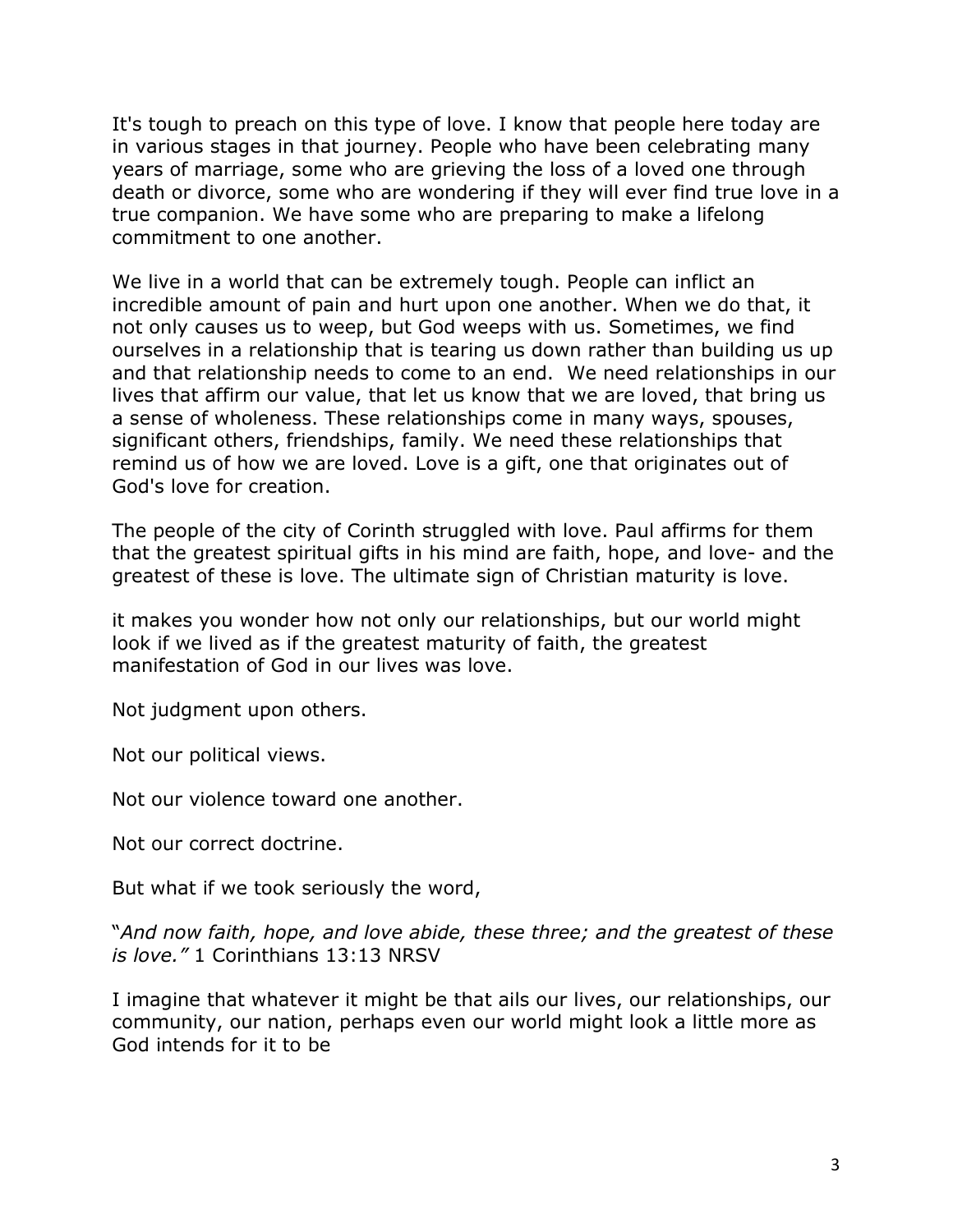It's tough to preach on this type of love. I know that people here today are in various stages in that journey. People who have been celebrating many years of marriage, some who are grieving the loss of a loved one through death or divorce, some who are wondering if they will ever find true love in a true companion. We have some who are preparing to make a lifelong commitment to one another.

We live in a world that can be extremely tough. People can inflict an incredible amount of pain and hurt upon one another. When we do that, it not only causes us to weep, but God weeps with us. Sometimes, we find ourselves in a relationship that is tearing us down rather than building us up and that relationship needs to come to an end. We need relationships in our lives that affirm our value, that let us know that we are loved, that bring us a sense of wholeness. These relationships come in many ways, spouses, significant others, friendships, family. We need these relationships that remind us of how we are loved. Love is a gift, one that originates out of God's love for creation.

The people of the city of Corinth struggled with love. Paul affirms for them that the greatest spiritual gifts in his mind are faith, hope, and love- and the greatest of these is love. The ultimate sign of Christian maturity is love.

it makes you wonder how not only our relationships, but our world might look if we lived as if the greatest maturity of faith, the greatest manifestation of God in our lives was love.

Not judgment upon others.

Not our political views.

Not our violence toward one another.

Not our correct doctrine.

But what if we took seriously the word,

"*And now faith, hope, and love abide, these three; and the greatest of these is love."* 1 Corinthians 13:13 NRSV

I imagine that whatever it might be that ails our lives, our relationships, our community, our nation, perhaps even our world might look a little more as God intends for it to be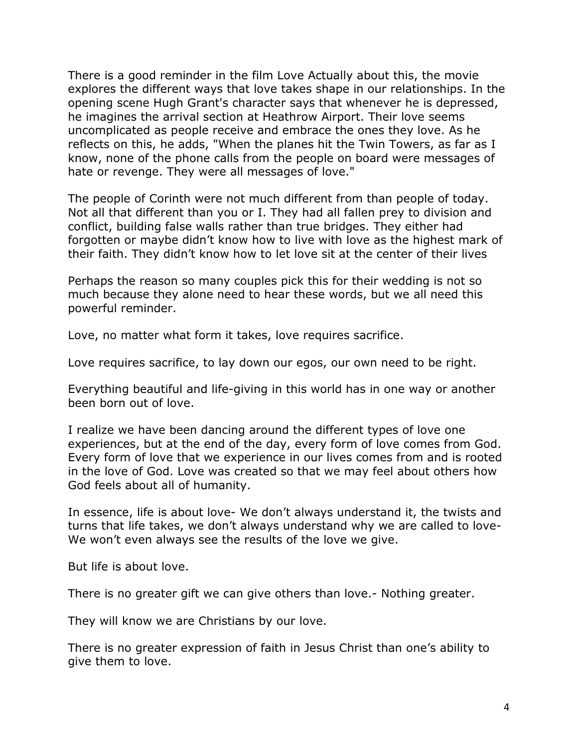There is a good reminder in the film Love Actually about this, the movie explores the different ways that love takes shape in our relationships. In the opening scene Hugh Grant's character says that whenever he is depressed, he imagines the arrival section at Heathrow Airport. Their love seems uncomplicated as people receive and embrace the ones they love. As he reflects on this, he adds, "When the planes hit the Twin Towers, as far as I know, none of the phone calls from the people on board were messages of hate or revenge. They were all messages of love."

The people of Corinth were not much different from than people of today. Not all that different than you or I. They had all fallen prey to division and conflict, building false walls rather than true bridges. They either had forgotten or maybe didn't know how to live with love as the highest mark of their faith. They didn't know how to let love sit at the center of their lives

Perhaps the reason so many couples pick this for their wedding is not so much because they alone need to hear these words, but we all need this powerful reminder.

Love, no matter what form it takes, love requires sacrifice.

Love requires sacrifice, to lay down our egos, our own need to be right.

Everything beautiful and life-giving in this world has in one way or another been born out of love.

I realize we have been dancing around the different types of love one experiences, but at the end of the day, every form of love comes from God. Every form of love that we experience in our lives comes from and is rooted in the love of God. Love was created so that we may feel about others how God feels about all of humanity.

In essence, life is about love- We don't always understand it, the twists and turns that life takes, we don't always understand why we are called to love- We won't even always see the results of the love we give.

But life is about love.

There is no greater gift we can give others than love.- Nothing greater.

They will know we are Christians by our love.

There is no greater expression of faith in Jesus Christ than one's ability to give them to love.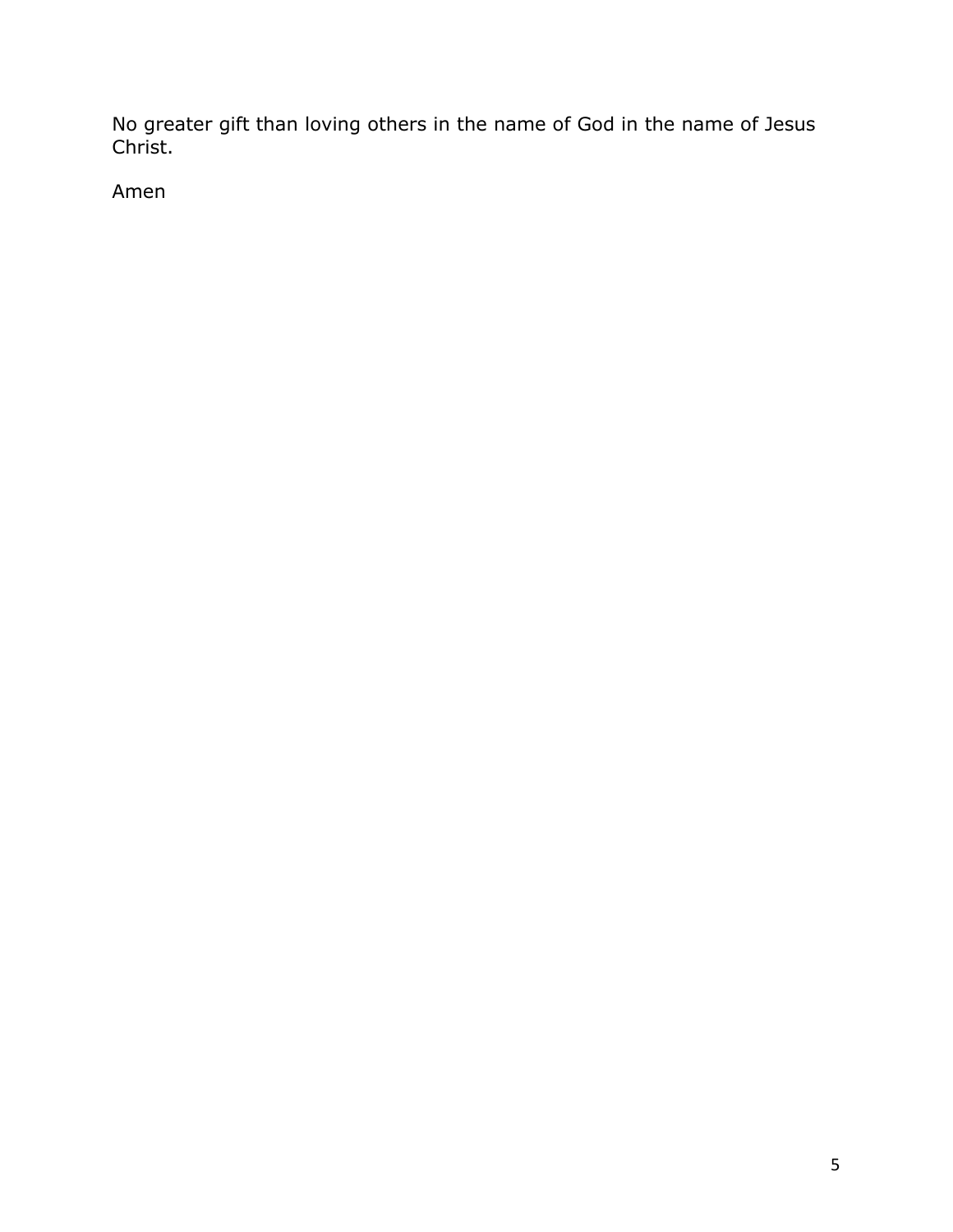No greater gift than loving others in the name of God in the name of Jesus Christ.

Amen